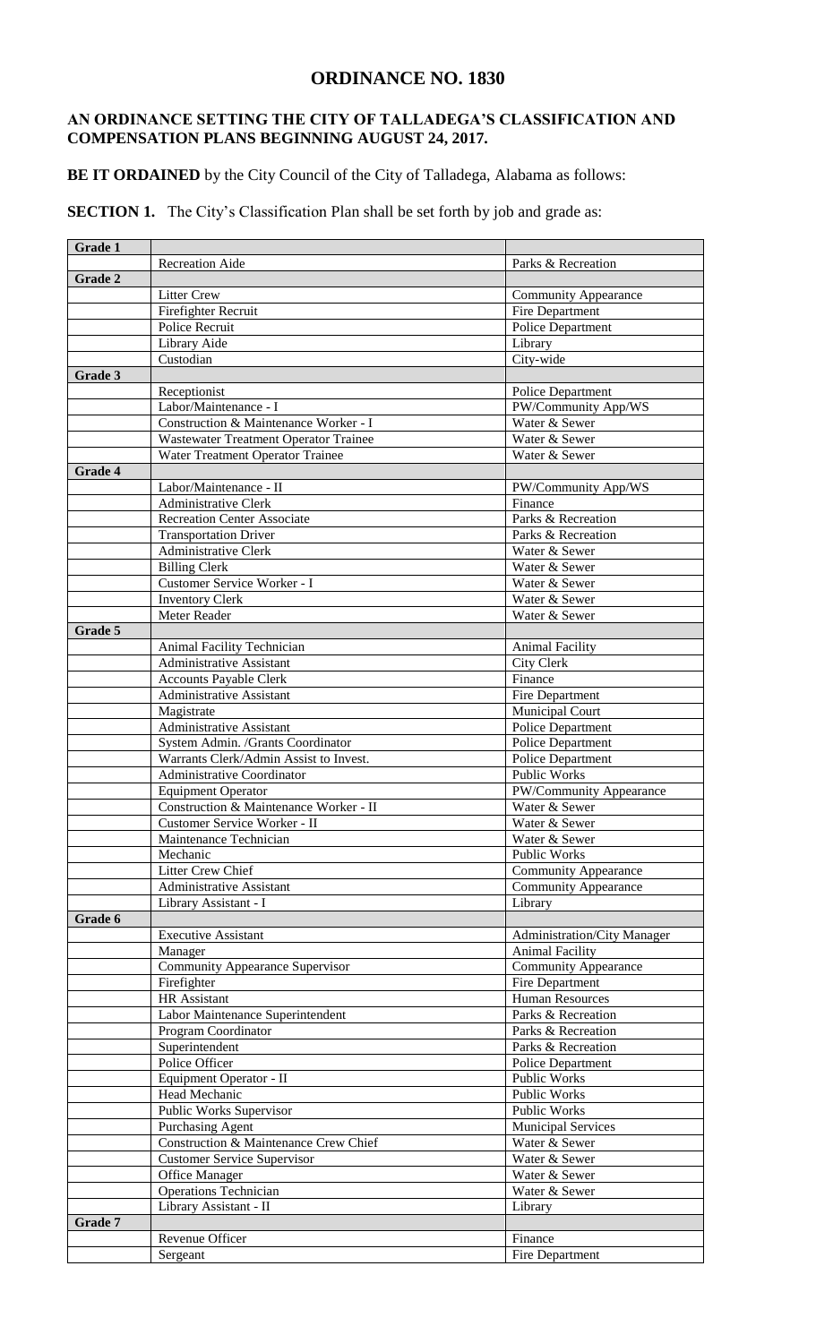# ORDINANCE NO. 1830

## AN ORDINANCE SETTING THE CITY OF TALLADEGA'S CLASSIFICATION AND COMPENSATION PLANS BEGINNING AUGUST 24, 2017.

**BE IT ORDAINED** by the City Council of the City of Talladega, Alabama as follows:

**SECTION 1.** The City's Classification Plan shall be set forth by job and grade as:

| Grade | Job | Department |
|---|---|---|
| **Grade 1** | | |
| | Recreation Aide | Parks & Recreation |
| **Grade 2** | | |
| | Litter Crew | Community Appearance |
| | Firefighter Recruit | Fire Department |
| | Police Recruit | Police Department |
| | Library Aide | Library |
| | Custodian | City-wide |
| **Grade 3** | | |
| | Receptionist | Police Department |
| | Labor/Maintenance - I | PW/Community App/WS |
| | Construction & Maintenance Worker - I | Water & Sewer |
| | Wastewater Treatment Operator Trainee | Water & Sewer |
| | Water Treatment Operator Trainee | Water & Sewer |
| **Grade 4** | | |
| | Labor/Maintenance - II | PW/Community App/WS |
| | Administrative Clerk | Finance |
| | Recreation Center Associate | Parks & Recreation |
| | Transportation Driver | Parks & Recreation |
| | Administrative Clerk | Water & Sewer |
| | Billing Clerk | Water & Sewer |
| | Customer Service Worker - I | Water & Sewer |
| | Inventory Clerk | Water & Sewer |
| | Meter Reader | Water & Sewer |
| **Grade 5** | | |
| | Animal Facility Technician | Animal Facility |
| | Administrative Assistant | City Clerk |
| | Accounts Payable Clerk | Finance |
| | Administrative Assistant | Fire Department |
| | Magistrate | Municipal Court |
| | Administrative Assistant | Police Department |
| | System Admin. /Grants Coordinator | Police Department |
| | Warrants Clerk/Admin Assist to Invest. | Police Department |
| | Administrative Coordinator | Public Works |
| | Equipment Operator | PW/Community Appearance |
| | Construction & Maintenance Worker - II | Water & Sewer |
| | Customer Service Worker - II | Water & Sewer |
| | Maintenance Technician | Water & Sewer |
| | Mechanic | Public Works |
| | Litter Crew Chief | Community Appearance |
| | Administrative Assistant | Community Appearance |
| | Library Assistant - I | Library |
| **Grade 6** | | |
| | Executive Assistant | Administration/City Manager |
| | Manager | Animal Facility |
| | Community Appearance Supervisor | Community Appearance |
| | Firefighter | Fire Department |
| | HR Assistant | Human Resources |
| | Labor Maintenance Superintendent | Parks & Recreation |
| | Program Coordinator | Parks & Recreation |
| | Superintendent | Parks & Recreation |
| | Police Officer | Police Department |
| | Equipment Operator - II | Public Works |
| | Head Mechanic | Public Works |
| | Public Works Supervisor | Public Works |
| | Purchasing Agent | Municipal Services |
| | Construction & Maintenance Crew Chief | Water & Sewer |
| | Customer Service Supervisor | Water & Sewer |
| | Office Manager | Water & Sewer |
| | Operations Technician | Water & Sewer |
| | Library Assistant - II | Library |
| **Grade 7** | | |
| | Revenue Officer | Finance |
| | Sergeant | Fire Department |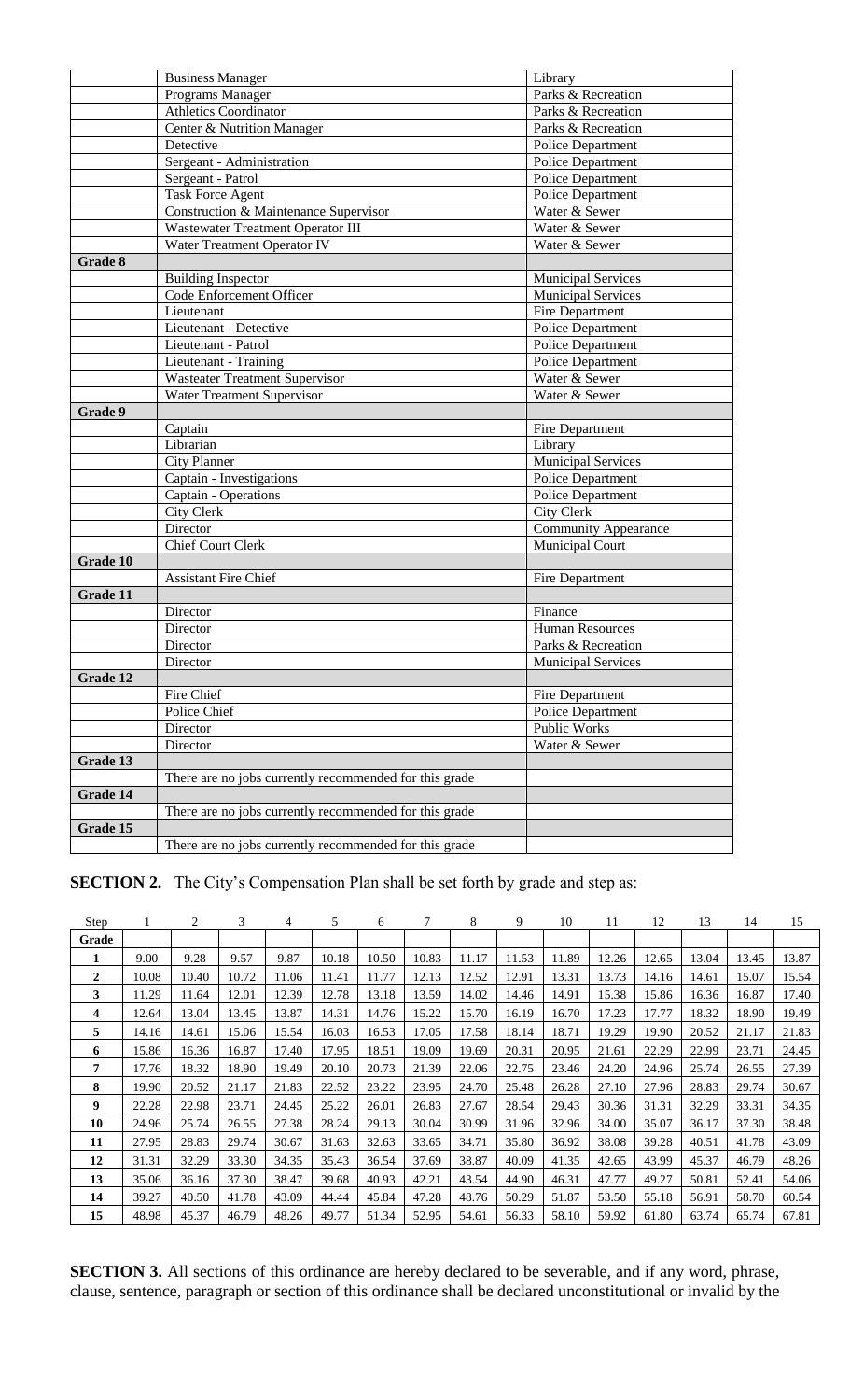| | | |
|---|---|---|
| | Business Manager | Library |
| | Programs Manager | Parks & Recreation |
| | Athletics Coordinator | Parks & Recreation |
| | Center & Nutrition Manager | Parks & Recreation |
| | Detective | Police Department |
| | Sergeant - Administration | Police Department |
| | Sergeant - Patrol | Police Department |
| | Task Force Agent | Police Department |
| | Construction & Maintenance Supervisor | Water & Sewer |
| | Wastewater Treatment Operator III | Water & Sewer |
| | Water Treatment Operator IV | Water & Sewer |
| **Grade 8** | | |
| | Building Inspector | Municipal Services |
| | Code Enforcement Officer | Municipal Services |
| | Lieutenant | Fire Department |
| | Lieutenant - Detective | Police Department |
| | Lieutenant - Patrol | Police Department |
| | Lieutenant - Training | Police Department |
| | Wasteater Treatment Supervisor | Water & Sewer |
| | Water Treatment Supervisor | Water & Sewer |
| **Grade 9** | | |
| | Captain | Fire Department |
| | Librarian | Library |
| | City Planner | Municipal Services |
| | Captain - Investigations | Police Department |
| | Captain - Operations | Police Department |
| | City Clerk | City Clerk |
| | Director | Community Appearance |
| | Chief Court Clerk | Municipal Court |
| **Grade 10** | | |
| | Assistant Fire Chief | Fire Department |
| **Grade 11** | | |
| | Director | Finance |
| | Director | Human Resources |
| | Director | Parks & Recreation |
| | Director | Municipal Services |
| **Grade 12** | | |
| | Fire Chief | Fire Department |
| | Police Chief | Police Department |
| | Director | Public Works |
| | Director | Water & Sewer |
| **Grade 13** | | |
| | There are no jobs currently recommended for this grade | |
| **Grade 14** | | |
| | There are no jobs currently recommended for this grade | |
| **Grade 15** | | |
| | There are no jobs currently recommended for this grade | |

**SECTION 2.** The City's Compensation Plan shall be set forth by grade and step as:

| Step | 1 | 2 | 3 | 4 | 5 | 6 | 7 | 8 | 9 | 10 | 11 | 12 | 13 | 14 | 15 |
|---|---|---|---|---|---|---|---|---|---|---|---|---|---|---|---|
| **Grade** | | | | | | | | | | | | | | | |
| **1** | 9.00 | 9.28 | 9.57 | 9.87 | 10.18 | 10.50 | 10.83 | 11.17 | 11.53 | 11.89 | 12.26 | 12.65 | 13.04 | 13.45 | 13.87 |
| **2** | 10.08 | 10.40 | 10.72 | 11.06 | 11.41 | 11.77 | 12.13 | 12.52 | 12.91 | 13.31 | 13.73 | 14.16 | 14.61 | 15.07 | 15.54 |
| **3** | 11.29 | 11.64 | 12.01 | 12.39 | 12.78 | 13.18 | 13.59 | 14.02 | 14.46 | 14.91 | 15.38 | 15.86 | 16.36 | 16.87 | 17.40 |
| **4** | 12.64 | 13.04 | 13.45 | 13.87 | 14.31 | 14.76 | 15.22 | 15.70 | 16.19 | 16.70 | 17.23 | 17.77 | 18.32 | 18.90 | 19.49 |
| **5** | 14.16 | 14.61 | 15.06 | 15.54 | 16.03 | 16.53 | 17.05 | 17.58 | 18.14 | 18.71 | 19.29 | 19.90 | 20.52 | 21.17 | 21.83 |
| **6** | 15.86 | 16.36 | 16.87 | 17.40 | 17.95 | 18.51 | 19.09 | 19.69 | 20.31 | 20.95 | 21.61 | 22.29 | 22.99 | 23.71 | 24.45 |
| **7** | 17.76 | 18.32 | 18.90 | 19.49 | 20.10 | 20.73 | 21.39 | 22.06 | 22.75 | 23.46 | 24.20 | 24.96 | 25.74 | 26.55 | 27.39 |
| **8** | 19.90 | 20.52 | 21.17 | 21.83 | 22.52 | 23.22 | 23.95 | 24.70 | 25.48 | 26.28 | 27.10 | 27.96 | 28.83 | 29.74 | 30.67 |
| **9** | 22.28 | 22.98 | 23.71 | 24.45 | 25.22 | 26.01 | 26.83 | 27.67 | 28.54 | 29.43 | 30.36 | 31.31 | 32.29 | 33.31 | 34.35 |
| **10** | 24.96 | 25.74 | 26.55 | 27.38 | 28.24 | 29.13 | 30.04 | 30.99 | 31.96 | 32.96 | 34.00 | 35.07 | 36.17 | 37.30 | 38.48 |
| **11** | 27.95 | 28.83 | 29.74 | 30.67 | 31.63 | 32.63 | 33.65 | 34.71 | 35.80 | 36.92 | 38.08 | 39.28 | 40.51 | 41.78 | 43.09 |
| **12** | 31.31 | 32.29 | 33.30 | 34.35 | 35.43 | 36.54 | 37.69 | 38.87 | 40.09 | 41.35 | 42.65 | 43.99 | 45.37 | 46.79 | 48.26 |
| **13** | 35.06 | 36.16 | 37.30 | 38.47 | 39.68 | 40.93 | 42.21 | 43.54 | 44.90 | 46.31 | 47.77 | 49.27 | 50.81 | 52.41 | 54.06 |
| **14** | 39.27 | 40.50 | 41.78 | 43.09 | 44.44 | 45.84 | 47.28 | 48.76 | 50.29 | 51.87 | 53.50 | 55.18 | 56.91 | 58.70 | 60.54 |
| **15** | 48.98 | 45.37 | 46.79 | 48.26 | 49.77 | 51.34 | 52.95 | 54.61 | 56.33 | 58.10 | 59.92 | 61.80 | 63.74 | 65.74 | 67.81 |

**SECTION 3.** All sections of this ordinance are hereby declared to be severable, and if any word, phrase, clause, sentence, paragraph or section of this ordinance shall be declared unconstitutional or invalid by the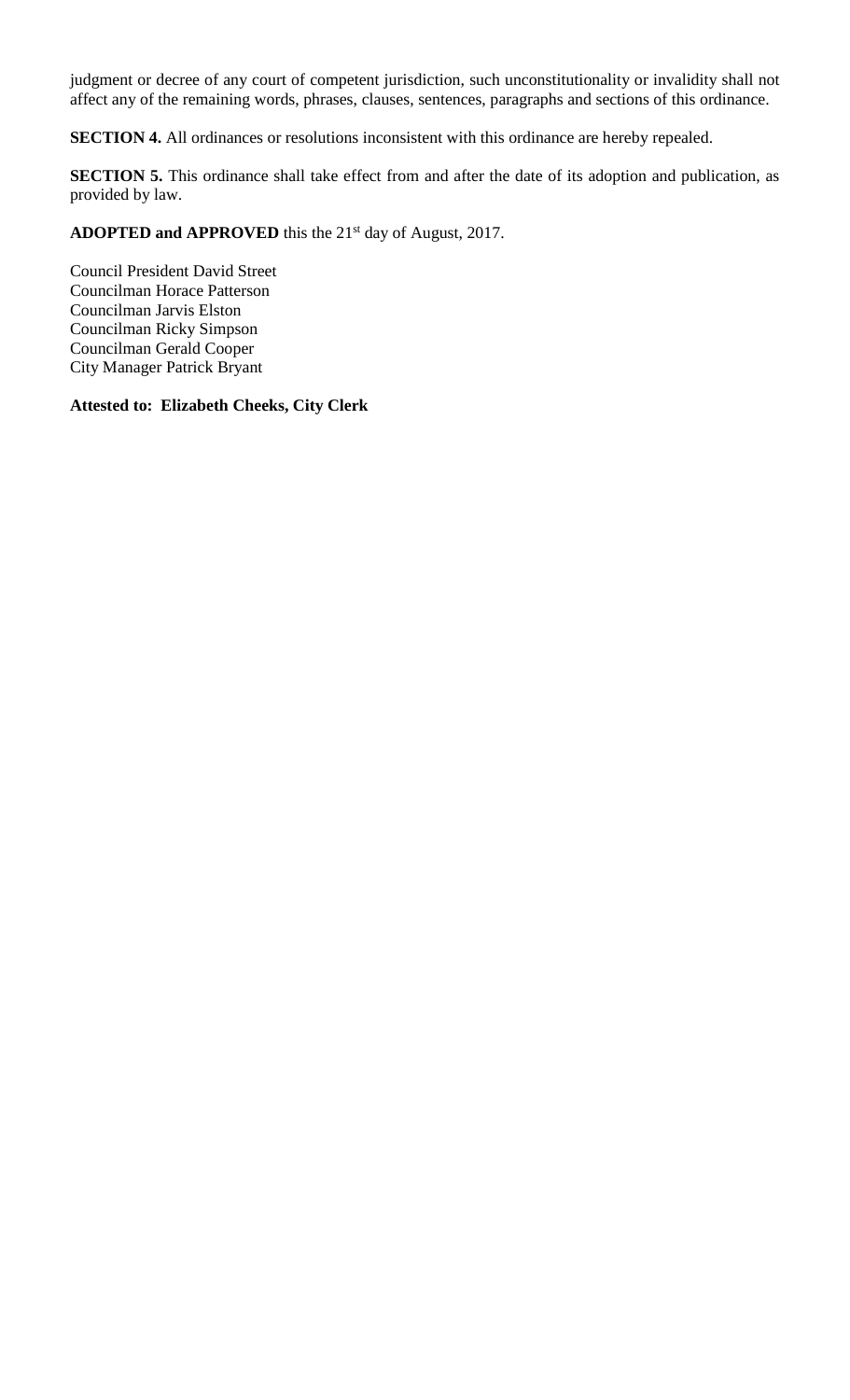judgment or decree of any court of competent jurisdiction, such unconstitutionality or invalidity shall not affect any of the remaining words, phrases, clauses, sentences, paragraphs and sections of this ordinance.

**SECTION 4.** All ordinances or resolutions inconsistent with this ordinance are hereby repealed.

**SECTION 5.** This ordinance shall take effect from and after the date of its adoption and publication, as provided by law.

**ADOPTED and APPROVED** this the 21st day of August, 2017.

Council President David Street
Councilman Horace Patterson
Councilman Jarvis Elston
Councilman Ricky Simpson
Councilman Gerald Cooper
City Manager Patrick Bryant

**Attested to: Elizabeth Cheeks, City Clerk**